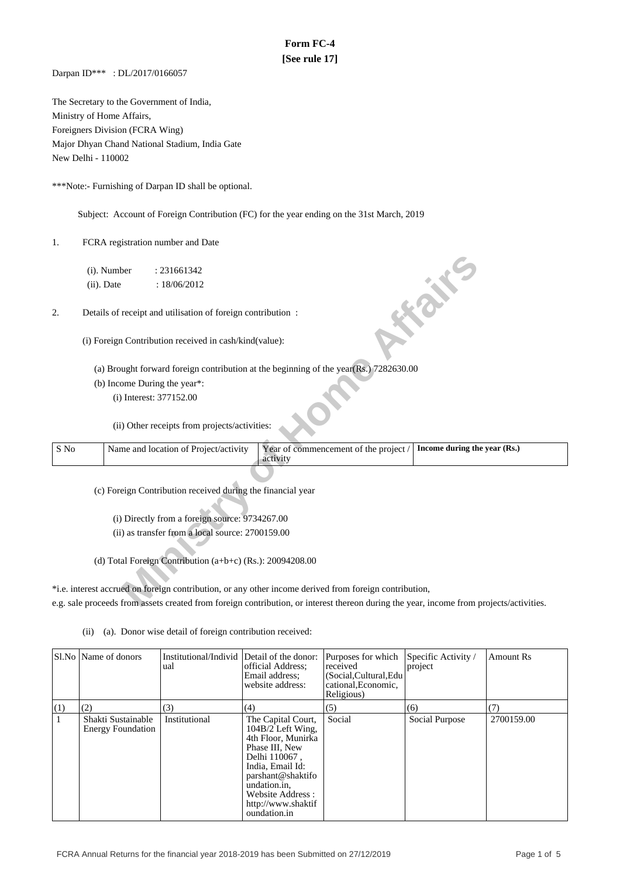# Form FC-4
**[See rule 17]**

Darpan ID*** : DL/2017/0166057

The Secretary to the Government of India,
Ministry of Home Affairs,
Foreigners Division (FCRA Wing)
Major Dhyan Chand National Stadium, India Gate
New Delhi - 110002

***Note:- Furnishing of Darpan ID shall be optional.

Subject: Account of Foreign Contribution (FC) for the year ending on the 31st March, 2019

1. FCRA registration number and Date

   (i). Number : 231661342
   (ii). Date : 18/06/2012

2. Details of receipt and utilisation of foreign contribution :

   (i) Foreign Contribution received in cash/kind(value):

   (a) Brought forward foreign contribution at the beginning of the year(Rs.) 7282630.00
   (b) Income During the year*:
      (i) Interest: 377152.00

      (ii) Other receipts from projects/activities:

| S No | Name and location of Project/activity | Year of commencement of the project / activity | **Income during the year (Rs.)** |
|---|---|---|---|

   (c) Foreign Contribution received during the financial year

      (i) Directly from a foreign source: 9734267.00
      (ii) as transfer from a local source: 2700159.00

   (d) Total Foreign Contribution (a+b+c) (Rs.): 20094208.00

*i.e. interest accrued on foreign contribution, or any other income derived from foreign contribution, e.g. sale proceeds from assets created from foreign contribution, or interest thereon during the year, income from projects/activities.

(ii) (a). Donor wise detail of foreign contribution received:

| Sl.No | Name of donors | Institutional/Individual | Detail of the donor: official Address; Email address; website address: | Purposes for which received (Social,Cultural,Educational,Economic, Religious) | Specific Activity / project | Amount Rs |
|---|---|---|---|---|---|---|
| (1) | (2) | (3) | (4) | (5) | (6) | (7) |
| 1 | Shakti Sustainable Energy Foundation | Institutional | The Capital Court, 104B/2 Left Wing, 4th Floor, Munirka Phase III, New Delhi 110067 , India, Email Id: parshant@shaktifoundation.in, Website Address : http://www.shaktifoundation.in | Social | Social Purpose | 2700159.00 |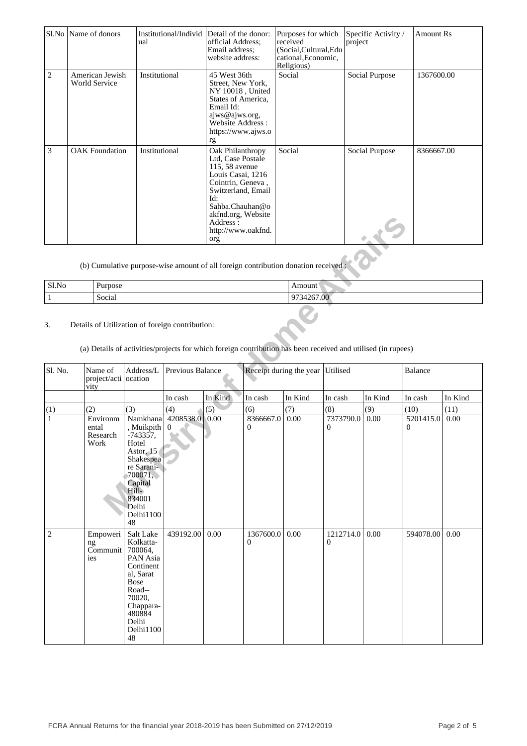| Sl.No | Name of donors | Institutional/Individual | Detail of the donor: official Address; Email address; website address: | Purposes for which received (Social,Cultural,Educational,Economic, Religious) | Specific Activity / project | Amount Rs |
|---|---|---|---|---|---|---|
| 2 | American Jewish World Service | Institutional | 45 West 36th Street, New York, NY 10018 , United States of America, Email Id: ajws@ajws.org, Website Address : https://www.ajws.org | Social | Social Purpose | 1367600.00 |
| 3 | OAK Foundation | Institutional | Oak Philanthropy Ltd, Case Postale 115, 58 avenue Louis Casai, 1216 Cointrin, Geneva , Switzerland, Email Id: Sahba.Chauhan@oakfnd.org, Website Address : http://www.oakfnd.org | Social | Social Purpose | 8366667.00 |

(b) Cumulative purpose-wise amount of all foreign contribution donation received :

| Sl.No | Purpose | Amount |
|---|---|---|
| 1 | Social | 9734267.00 |

3. Details of Utilization of foreign contribution:

(a) Details of activities/projects for which foreign contribution has been received and utilised (in rupees)

| Sl. No. | Name of project/activity | Address/Location | Previous Balance | | Receipt during the year | | Utilised | | Balance | |
|---|---|---|---|---|---|---|---|---|---|---|
| | | | In cash | In Kind | In cash | In Kind | In cash | In Kind | In cash | In Kind |
| (1) | (2) | (3) | (4) | (5) | (6) | (7) | (8) | (9) | (10) | (11) |
| 1 | Environmental Research Work | Namkhana, Muikpith -743357, Hotel Astor, 15 Shakespeare Sarani-700071, Capital Hill-834001 Delhi Delhi110048 | 4208538.00 | 0.00 | 8366667.00 | 0.00 | 7373790.00 | 0.00 | 5201415.00 | 0.00 |
| 2 | Empowering Communities | Salt Lake Kolkatta-700064, PAN Asia Continental, Sarat Bose Road--70020, Chappara-480884 Delhi Delhi110048 | 439192.00 | 0.00 | 1367600.00 | 0.00 | 1212714.00 | 0.00 | 594078.00 | 0.00 |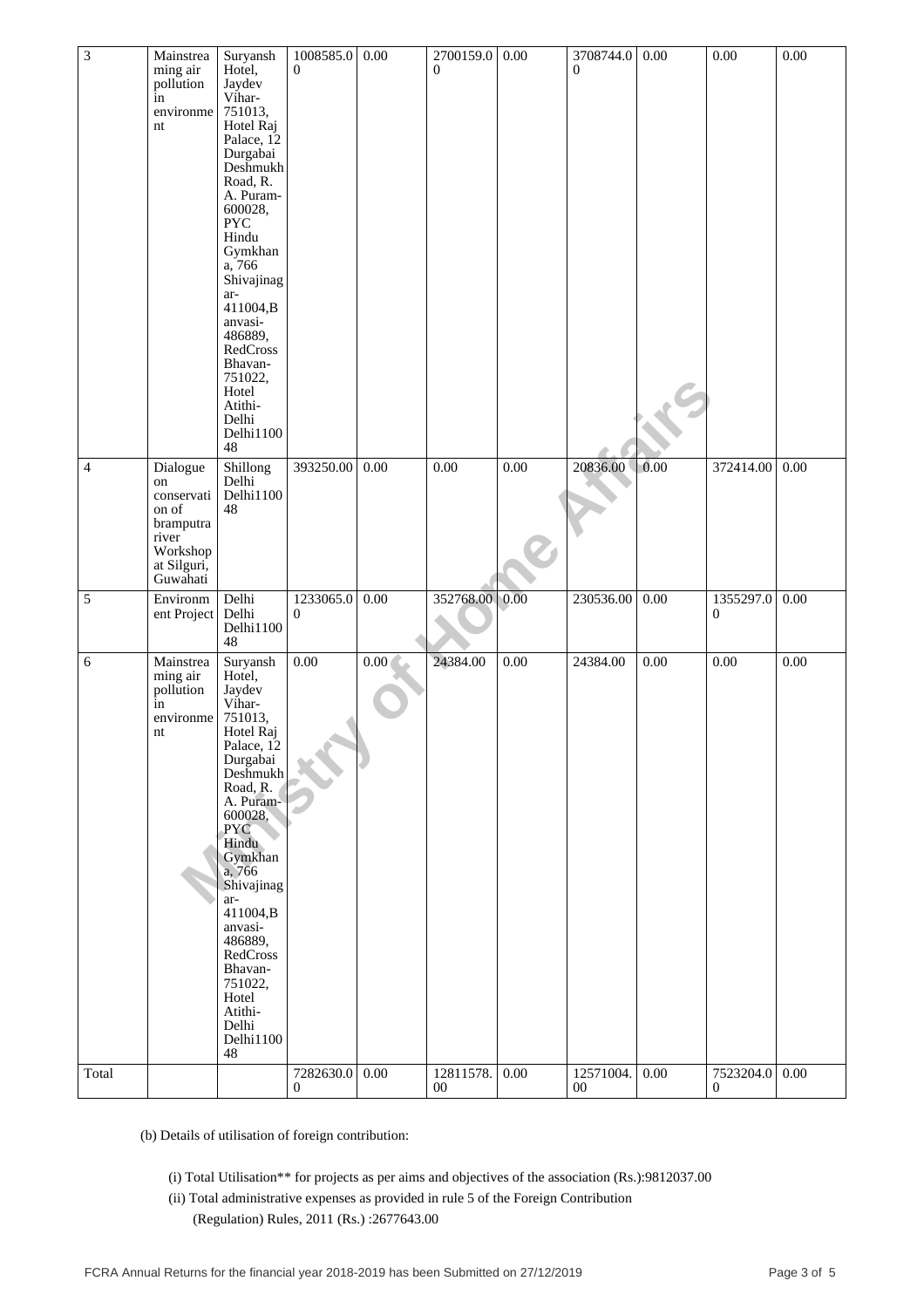| | | | | | | | | | | | |
|---|---|---|---|---|---|---|---|---|---|---|---|
| 3 | Mainstreaming air pollution in environment | Suryansh Hotel, Jaydev Vihar-751013, Hotel Raj Palace, 12 Durgabai Deshmukh Road, R. A. Puram-600028, PYC Hindu Gymkhana, 766 Shivajinagar-411004,Banvasi-486889, RedCross Bhavan-751022, Hotel Atithi-Delhi Delhi110048 | 1008585.00 | 0.00 | 2700159.00 | 0.00 | 3708744.00 | 0.00 | 0.00 | 0.00 |
| 4 | Dialogue on conservation of bramputra river Workshop at Silguri, Guwahati | Shillong Delhi Delhi110048 | 393250.00 | 0.00 | 0.00 | 0.00 | 20836.00 | 0.00 | 372414.00 | 0.00 |
| 5 | Environment Project | Delhi Delhi Delhi110048 | 1233065.00 | 0.00 | 352768.00 | 0.00 | 230536.00 | 0.00 | 1355297.00 | 0.00 |
| 6 | Mainstreaming air pollution in environment | Suryansh Hotel, Jaydev Vihar-751013, Hotel Raj Palace, 12 Durgabai Deshmukh Road, R. A. Puram-600028, PYC Hindu Gymkhana, 766 Shivajinagar-411004,Banvasi-486889, RedCross Bhavan-751022, Hotel Atithi-Delhi Delhi110048 | 0.00 | 0.00 | 24384.00 | 0.00 | 24384.00 | 0.00 | 0.00 | 0.00 |
| Total | | | 7282630.00 | 0.00 | 12811578.00 | 0.00 | 12571004.00 | 0.00 | 7523204.00 | 0.00 |

(b) Details of utilisation of foreign contribution:

(i) Total Utilisation** for projects as per aims and objectives of the association (Rs.):9812037.00

(ii) Total administrative expenses as provided in rule 5 of the Foreign Contribution (Regulation) Rules, 2011 (Rs.) :2677643.00

FCRA Annual Returns for the financial year 2018-2019 has been Submitted on 27/12/2019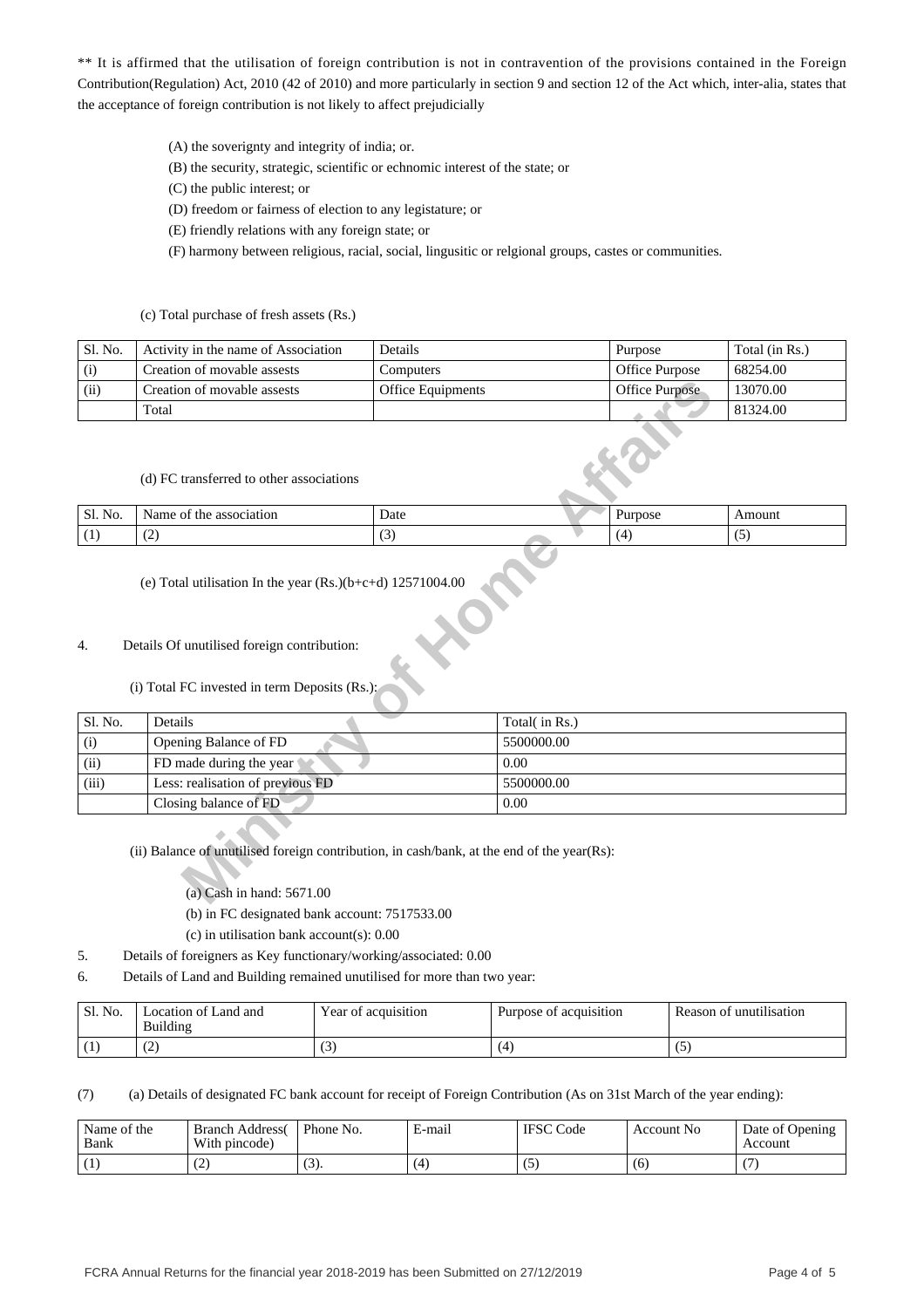** It is affirmed that the utilisation of foreign contribution is not in contravention of the provisions contained in the Foreign Contribution(Regulation) Act, 2010 (42 of 2010) and more particularly in section 9 and section 12 of the Act which, inter-alia, states that the acceptance of foreign contribution is not likely to affect prejudicially

(A) the soverignty and integrity of india; or.

(B) the security, strategic, scientific or echnomic interest of the state; or

(C) the public interest; or

(D) freedom or fairness of election to any legistature; or

(E) friendly relations with any foreign state; or

(F) harmony between religious, racial, social, lingusitic or relgional groups, castes or communities.

(c) Total purchase of fresh assets (Rs.)

| Sl. No. | Activity in the name of Association | Details | Purpose | Total (in Rs.) |
|---|---|---|---|---|
| (i) | Creation of movable assests | Computers | Office Purpose | 68254.00 |
| (ii) | Creation of movable assests | Office Equipments | Office Purpose | 13070.00 |
| | Total | | | 81324.00 |

(d) FC transferred to other associations

| Sl. No. | Name of the association | Date | Purpose | Amount |
|---|---|---|---|---|
| (1) | (2) | (3) | (4) | (5) |

(e) Total utilisation In the year (Rs.)(b+c+d) 12571004.00

4. Details Of unutilised foreign contribution:

(i) Total FC invested in term Deposits (Rs.):

| Sl. No. | Details | Total( in Rs.) |
|---|---|---|
| (i) | Opening Balance of FD | 5500000.00 |
| (ii) | FD made during the year | 0.00 |
| (iii) | Less: realisation of previous FD | 5500000.00 |
| | Closing balance of FD | 0.00 |

(ii) Balance of unutilised foreign contribution, in cash/bank, at the end of the year(Rs):

(a) Cash in hand: 5671.00

(b) in FC designated bank account: 7517533.00

(c) in utilisation bank account(s): 0.00

5. Details of foreigners as Key functionary/working/associated: 0.00

6. Details of Land and Building remained unutilised for more than two year:

| Sl. No. | Location of Land and Building | Year of acquisition | Purpose of acquisition | Reason of unutilisation |
|---|---|---|---|---|
| (1) | (2) | (3) | (4) | (5) |

(7) (a) Details of designated FC bank account for receipt of Foreign Contribution (As on 31st March of the year ending):

| Name of the Bank | Branch Address( With pincode) | Phone No. | E-mail | IFSC Code | Account No | Date of Opening Account |
|---|---|---|---|---|---|---|
| (1) | (2) | (3). | (4) | (5) | (6) | (7) |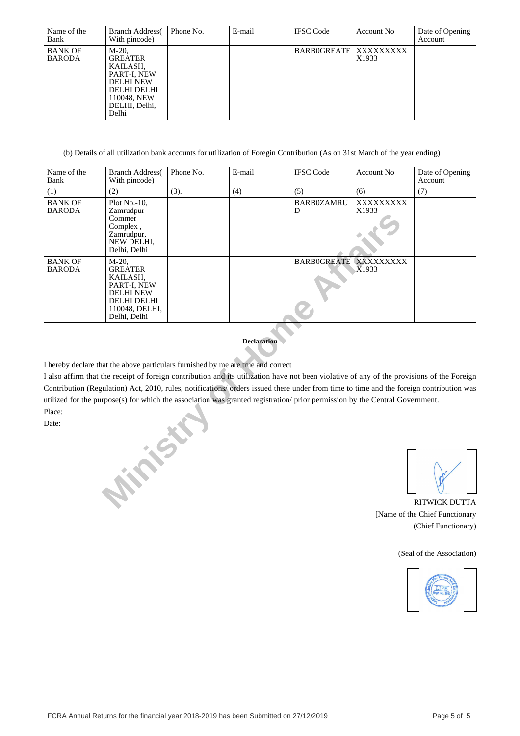| Name of the Bank | Branch Address( With pincode) | Phone No. | E-mail | IFSC Code | Account No | Date of Opening Account |
|---|---|---|---|---|---|---|
| BANK OF BARODA | M-20, GREATER KAILASH, PART-I, NEW DELHI NEW DELHI DELHI 110048, NEW DELHI, Delhi, Delhi | | | BARB0GREATE | XXXXXXXXX1933 | |

(b) Details of all utilization bank accounts for utilization of Foregin Contribution (As on 31st March of the year ending)

| Name of the Bank | Branch Address( With pincode) | Phone No. | E-mail | IFSC Code | Account No | Date of Opening Account |
|---|---|---|---|---|---|---|
| (1) | (2) | (3). | (4) | (5) | (6) | (7) |
| BANK OF BARODA | Plot No.-10, Zamrudpur Commer Complex , Zamrudpur, NEW DELHI, Delhi, Delhi | | | BARB0ZAMRUD | XXXXXXXXX1933 | |
| BANK OF BARODA | M-20, GREATER KAILASH, PART-I, NEW DELHI NEW DELHI DELHI 110048, DELHI, Delhi, Delhi | | | BARB0GREATE | XXXXXXXXX1933 | |

**Declaration**

I hereby declare that the above particulars furnished by me are true and correct

I also affirm that the receipt of foreign contribution and its utilization have not been violative of any of the provisions of the Foreign Contribution (Regulation) Act, 2010, rules, notifications/ orders issued there under from time to time and the foreign contribution was utilized for the purpose(s) for which the association was granted registration/ prior permission by the Central Government.

Place:

Date:

RITWICK DUTTA
[Name of the Chief Functionary
(Chief Functionary)

(Seal of the Association)

FCRA Annual Returns for the financial year 2018-2019 has been Submitted on 27/12/2019